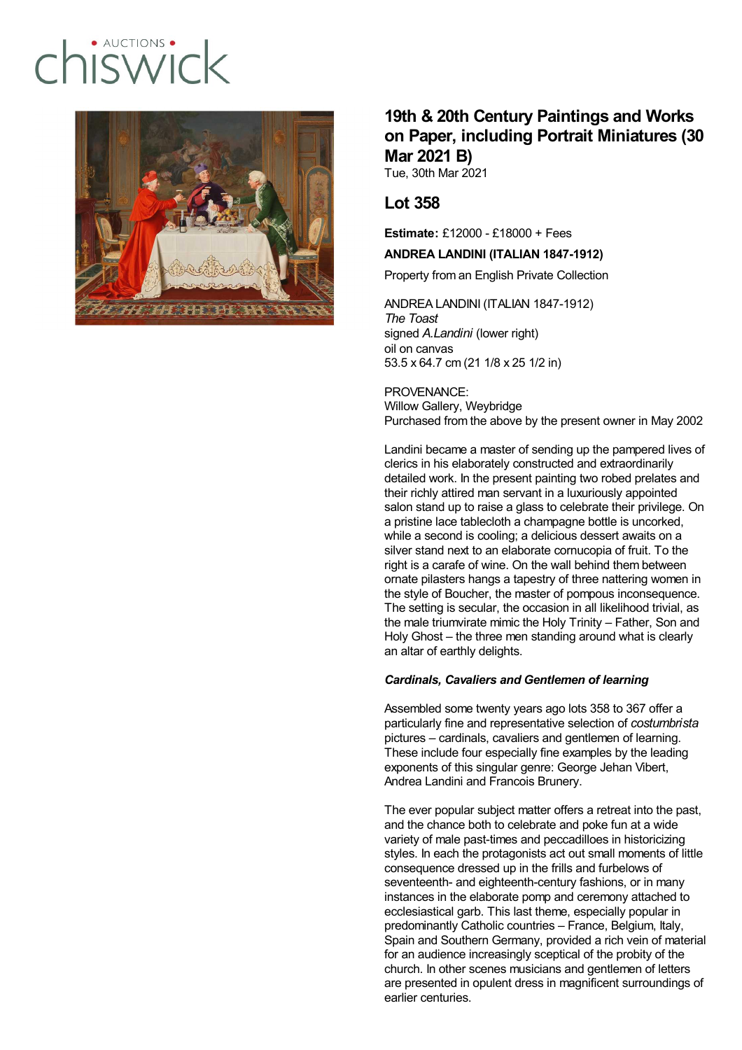# 19th & 20th Century Paintings and Works on Paper, including Portrait Miniatures (30 Mar 2021 B)

Tue, 30th Mar 2021

## Lot 358

**Estimate:** £12000 - £18000 + Fees

**ANDREA LANDINI (ITALIAN 1847-1912)**

Property from an English Private Collection

ANDREA LANDINI (ITALIAN 1847-1912)
*The Toast*
signed *A.Landini* (lower right)
oil on canvas
53.5 x 64.7 cm (21 1/8 x 25 1/2 in)

PROVENANCE:
Willow Gallery, Weybridge
Purchased from the above by the present owner in May 2002

Landini became a master of sending up the pampered lives of clerics in his elaborately constructed and extraordinarily detailed work. In the present painting two robed prelates and their richly attired man servant in a luxuriously appointed salon stand up to raise a glass to celebrate their privilege. On a pristine lace tablecloth a champagne bottle is uncorked, while a second is cooling; a delicious dessert awaits on a silver stand next to an elaborate cornucopia of fruit. To the right is a carafe of wine. On the wall behind them between ornate pilasters hangs a tapestry of three nattering women in the style of Boucher, the master of pompous inconsequence. The setting is secular, the occasion in all likelihood trivial, as the male triumvirate mimic the Holy Trinity – Father, Son and Holy Ghost – the three men standing around what is clearly an altar of earthly delights.

***Cardinals, Cavaliers and Gentlemen of learning***

Assembled some twenty years ago lots 358 to 367 offer a particularly fine and representative selection of *costumbrista* pictures – cardinals, cavaliers and gentlemen of learning. These include four especially fine examples by the leading exponents of this singular genre: George Jehan Vibert, Andrea Landini and Francois Brunery.

The ever popular subject matter offers a retreat into the past, and the chance both to celebrate and poke fun at a wide variety of male past-times and peccadilloes in historicizing styles. In each the protagonists act out small moments of little consequence dressed up in the frills and furbelows of seventeenth- and eighteenth-century fashions, or in many instances in the elaborate pomp and ceremony attached to ecclesiastical garb. This last theme, especially popular in predominantly Catholic countries – France, Belgium, Italy, Spain and Southern Germany, provided a rich vein of material for an audience increasingly sceptical of the probity of the church. In other scenes musicians and gentlemen of letters are presented in opulent dress in magnificent surroundings of earlier centuries.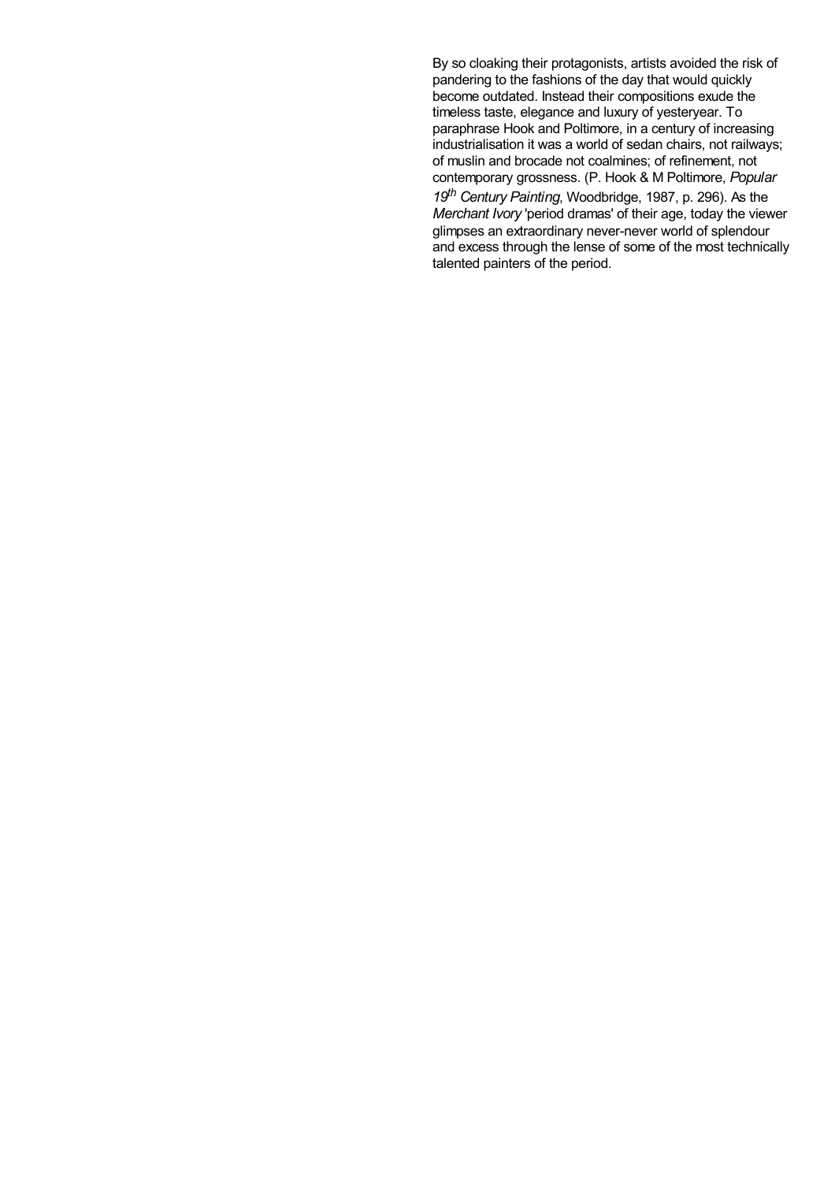By so cloaking their protagonists, artists avoided the risk of pandering to the fashions of the day that would quickly become outdated. Instead their compositions exude the timeless taste, elegance and luxury of yesteryear. To paraphrase Hook and Poltimore, in a century of increasing industrialisation it was a world of sedan chairs, not railways; of muslin and brocade not coalmines; of refinement, not contemporary grossness. (P. Hook & M Poltimore, *Popular 19th Century Painting*, Woodbridge, 1987, p. 296). As the *Merchant Ivory* 'period dramas' of their age, today the viewer glimpses an extraordinary never-never world of splendour and excess through the lense of some of the most technically talented painters of the period.